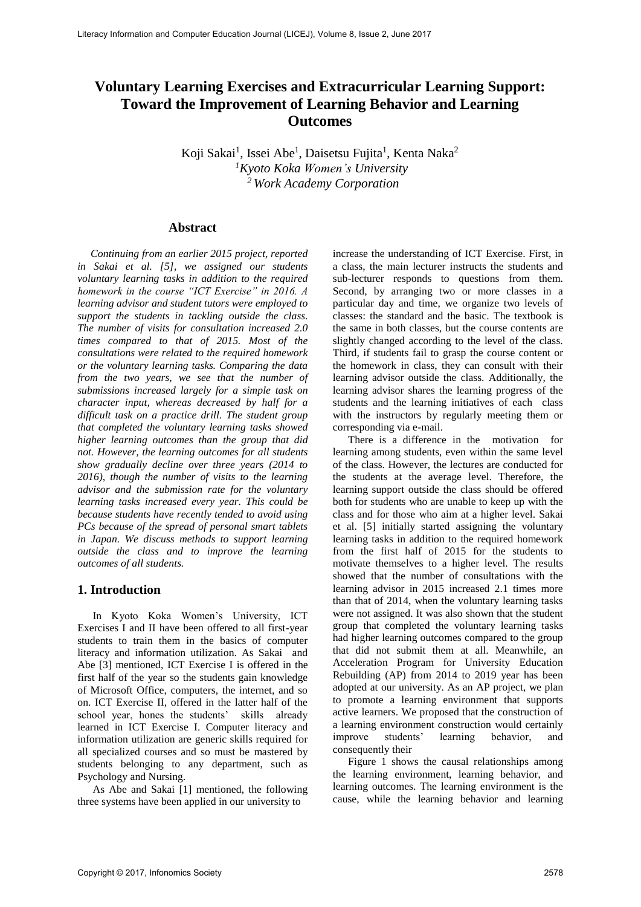# Voluntary Learning Exercises and Extracurricular Learning Support: Toward the Improvement of Learning Behavior and Learning Outcomes

Koji Sakai[1], Issei Abe[1], Daisetsu Fujita[1], Kenta Naka[2]
[1]*Kyoto Koka Women's University*
[2]*Work Academy Corporation*

## Abstract

*Continuing from an earlier 2015 project, reported in Sakai et al. [5], we assigned our students voluntary learning tasks in addition to the required homework in the course "ICT Exercise" in 2016. A learning advisor and student tutors were employed to support the students in tackling outside the class. The number of visits for consultation increased 2.0 times compared to that of 2015. Most of the consultations were related to the required homework or the voluntary learning tasks. Comparing the data from the two years, we see that the number of submissions increased largely for a simple task on character input, whereas decreased by half for a difficult task on a practice drill. The student group that completed the voluntary learning tasks showed higher learning outcomes than the group that did not. However, the learning outcomes for all students show gradually decline over three years (2014 to 2016), though the number of visits to the learning advisor and the submission rate for the voluntary learning tasks increased every year. This could be because students have recently tended to avoid using PCs because of the spread of personal smart tablets in Japan. We discuss methods to support learning outside the class and to improve the learning outcomes of all students.*

## 1. Introduction

In Kyoto Koka Women's University, ICT Exercises I and II have been offered to all first-year students to train them in the basics of computer literacy and information utilization. As Sakai and Abe [3] mentioned, ICT Exercise I is offered in the first half of the year so the students gain knowledge of Microsoft Office, computers, the internet, and so on. ICT Exercise II, offered in the latter half of the school year, hones the students' skills already learned in ICT Exercise I. Computer literacy and information utilization are generic skills required for all specialized courses and so must be mastered by students belonging to any department, such as Psychology and Nursing.

As Abe and Sakai [1] mentioned, the following three systems have been applied in our university to increase the understanding of ICT Exercise. First, in a class, the main lecturer instructs the students and sub-lecturer responds to questions from them. Second, by arranging two or more classes in a particular day and time, we organize two levels of classes: the standard and the basic. The textbook is the same in both classes, but the course contents are slightly changed according to the level of the class. Third, if students fail to grasp the course content or the homework in class, they can consult with their learning advisor outside the class. Additionally, the learning advisor shares the learning progress of the students and the learning initiatives of each class with the instructors by regularly meeting them or corresponding via e-mail.

There is a difference in the motivation for learning among students, even within the same level of the class. However, the lectures are conducted for the students at the average level. Therefore, the learning support outside the class should be offered both for students who are unable to keep up with the class and for those who aim at a higher level. Sakai et al. [5] initially started assigning the voluntary learning tasks in addition to the required homework from the first half of 2015 for the students to motivate themselves to a higher level. The results showed that the number of consultations with the learning advisor in 2015 increased 2.1 times more than that of 2014, when the voluntary learning tasks were not assigned. It was also shown that the student group that completed the voluntary learning tasks had higher learning outcomes compared to the group that did not submit them at all. Meanwhile, an Acceleration Program for University Education Rebuilding (AP) from 2014 to 2019 year has been adopted at our university. As an AP project, we plan to promote a learning environment that supports active learners. We proposed that the construction of a learning environment construction would certainly improve students' learning behavior, and consequently their

Figure 1 shows the causal relationships among the learning environment, learning behavior, and learning outcomes. The learning environment is the cause, while the learning behavior and learning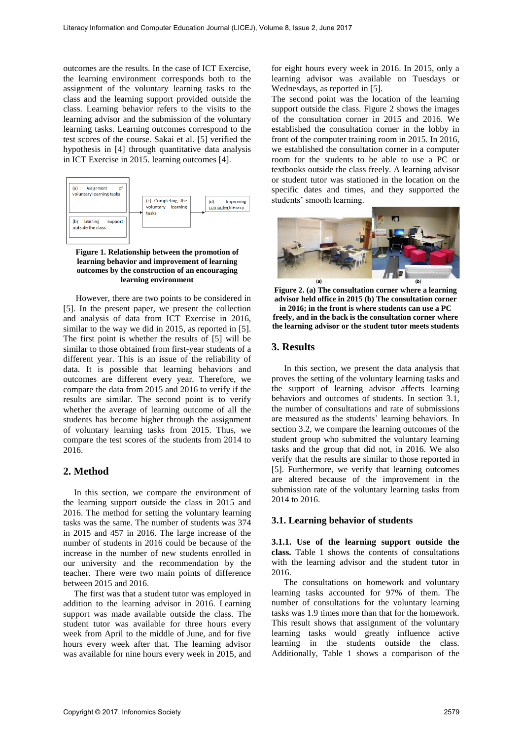outcomes are the results. In the case of ICT Exercise, the learning environment corresponds both to the assignment of the voluntary learning tasks to the class and the learning support provided outside the class. Learning behavior refers to the visits to the learning advisor and the submission of the voluntary learning tasks. Learning outcomes correspond to the test scores of the course. Sakai et al. [5] verified the hypothesis in [4] through quantitative data analysis in ICT Exercise in 2015. learning outcomes [4].

(a) Assignment of voluntary learning tasks

(b) Learning support outside the class

(c) Completing the voluntary learning tasks

(d) Improving computer literacy

**Figure 1. Relationship between the promotion of learning behavior and improvement of learning outcomes by the construction of an encouraging learning environment**

However, there are two points to be considered in [5]. In the present paper, we present the collection and analysis of data from ICT Exercise in 2016, similar to the way we did in 2015, as reported in [5]. The first point is whether the results of [5] will be similar to those obtained from first-year students of a different year. This is an issue of the reliability of data. It is possible that learning behaviors and outcomes are different every year. Therefore, we compare the data from 2015 and 2016 to verify if the results are similar. The second point is to verify whether the average of learning outcome of all the students has become higher through the assignment of voluntary learning tasks from 2015. Thus, we compare the test scores of the students from 2014 to 2016.

## 2. Method

In this section, we compare the environment of the learning support outside the class in 2015 and 2016. The method for setting the voluntary learning tasks was the same. The number of students was 374 in 2015 and 457 in 2016. The large increase of the number of students in 2016 could be because of the increase in the number of new students enrolled in our university and the recommendation by the teacher. There were two main points of difference between 2015 and 2016.

The first was that a student tutor was employed in addition to the learning advisor in 2016. Learning support was made available outside the class. The student tutor was available for three hours every week from April to the middle of June, and for five hours every week after that. The learning advisor was available for nine hours every week in 2015, and for eight hours every week in 2016. In 2015, only a learning advisor was available on Tuesdays or Wednesdays, as reported in [5].

The second point was the location of the learning support outside the class. Figure 2 shows the images of the consultation corner in 2015 and 2016. We established the consultation corner in the lobby in front of the computer training room in 2015. In 2016, we established the consultation corner in a computer room for the students to be able to use a PC or textbooks outside the class freely. A learning advisor or student tutor was stationed in the location on the specific dates and times, and they supported the students' smooth learning.

**Figure 2. (a) The consultation corner where a learning advisor held office in 2015 (b) The consultation corner in 2016; in the front is where students can use a PC freely, and in the back is the consultation corner where the learning advisor or the student tutor meets students**

## 3. Results

In this section, we present the data analysis that proves the setting of the voluntary learning tasks and the support of learning advisor affects learning behaviors and outcomes of students. In section 3.1, the number of consultations and rate of submissions are measured as the students' learning behaviors. In section 3.2, we compare the learning outcomes of the student group who submitted the voluntary learning tasks and the group that did not, in 2016. We also verify that the results are similar to those reported in [5]. Furthermore, we verify that learning outcomes are altered because of the improvement in the submission rate of the voluntary learning tasks from 2014 to 2016.

### 3.1. Learning behavior of students

**3.1.1. Use of the learning support outside the class.** Table 1 shows the contents of consultations with the learning advisor and the student tutor in 2016.

The consultations on homework and voluntary learning tasks accounted for 97% of them. The number of consultations for the voluntary learning tasks was 1.9 times more than that for the homework. This result shows that assignment of the voluntary learning tasks would greatly influence active learning in the students outside the class. Additionally, Table 1 shows a comparison of the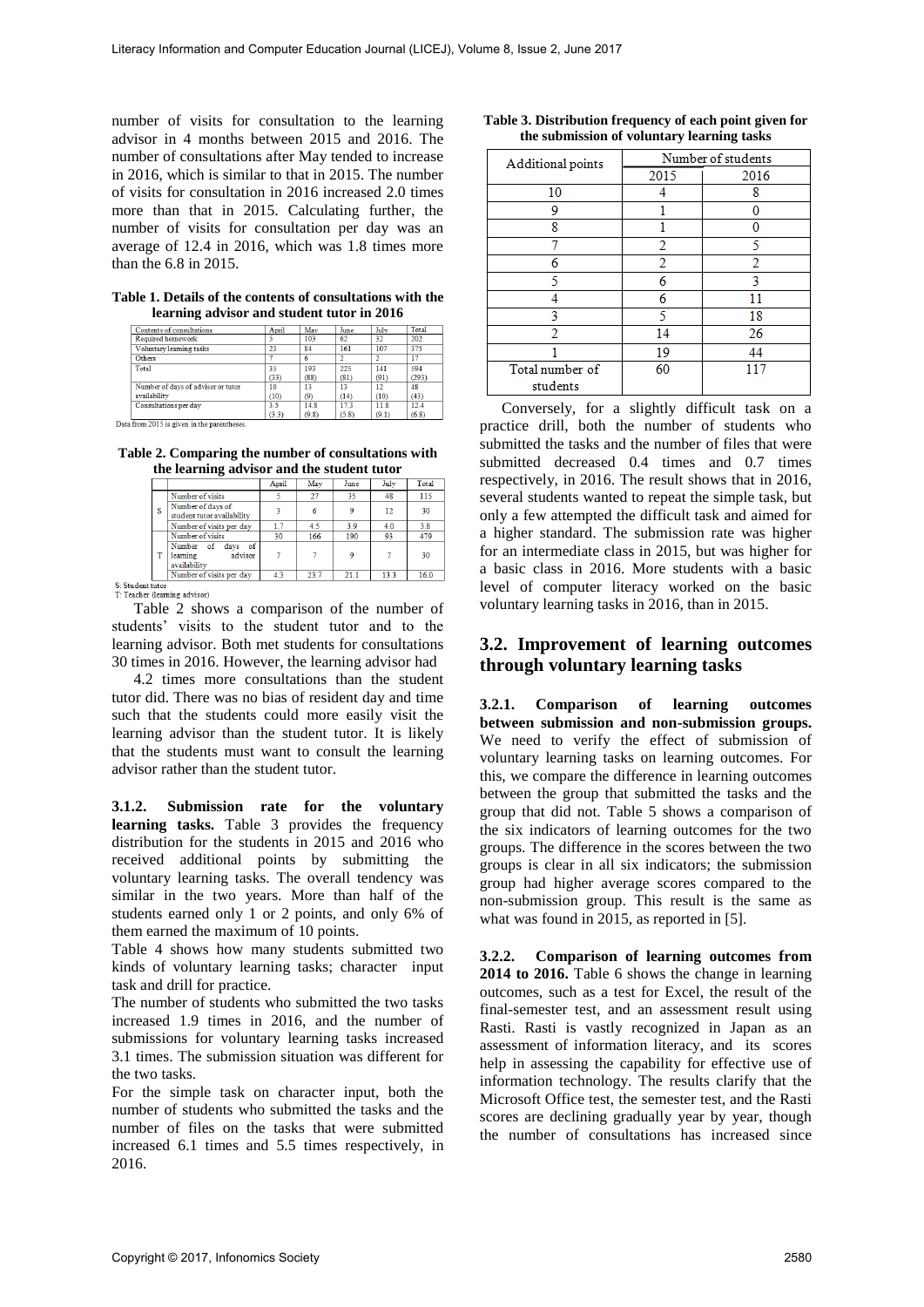number of visits for consultation to the learning advisor in 4 months between 2015 and 2016. The number of consultations after May tended to increase in 2016, which is similar to that in 2015. The number of visits for consultation in 2016 increased 2.0 times more than that in 2015. Calculating further, the number of visits for consultation per day was an average of 12.4 in 2016, which was 1.8 times more than the 6.8 in 2015.

**Table 1. Details of the contents of consultations with the learning advisor and student tutor in 2016**

| Contents of consultations | April | May | June | July | Total |
|---|---|---|---|---|---|
| Required homework | 5 | 103 | 62 | 32 | 202 |
| Voluntary learning tasks | 23 | 84 | 161 | 107 | 375 |
| Others | 7 | 6 | 2 | 2 | 17 |
| Total | 35 (33) | 193 (88) | 225 (81) | 141 (91) | 594 (293) |
| Number of days of advisor or tutor availability | 10 (10) | 13 (9) | 13 (14) | 12 (10) | 48 (43) |
| Consultations per day | 3.5 (3.3) | 14.8 (9.8) | 17.3 (5.8) | 11.8 (9.1) | 12.4 (6.8) |

Data from 2015 is given in the parentheses.

**Table 2. Comparing the number of consultations with the learning advisor and the student tutor**

| | | April | May | June | July | Total |
|---|---|---|---|---|---|---|
| S | Number of visits | 5 | 27 | 35 | 48 | 115 |
| | Number of days of student tutor availability | 3 | 6 | 9 | 12 | 30 |
| | Number of visits per day | 1.7 | 4.5 | 3.9 | 4.0 | 3.8 |
| T | Number of visits | 30 | 166 | 190 | 93 | 479 |
| | Number of days of learning advisor availability | 7 | 7 | 9 | 7 | 30 |
| | Number of visits per day | 4.3 | 23.7 | 21.1 | 13.3 | 16.0 |

S: Student tutor
T: Teacher (learning advisor)

Table 2 shows a comparison of the number of students' visits to the student tutor and to the learning advisor. Both met students for consultations 30 times in 2016. However, the learning advisor had 4.2 times more consultations than the student tutor did. There was no bias of resident day and time such that the students could more easily visit the learning advisor than the student tutor. It is likely that the students must want to consult the learning advisor rather than the student tutor.

**3.1.2. Submission rate for the voluntary learning tasks.** Table 3 provides the frequency distribution for the students in 2015 and 2016 who received additional points by submitting the voluntary learning tasks. The overall tendency was similar in the two years. More than half of the students earned only 1 or 2 points, and only 6% of them earned the maximum of 10 points.

Table 4 shows how many students submitted two kinds of voluntary learning tasks; character input task and drill for practice.

The number of students who submitted the two tasks increased 1.9 times in 2016, and the number of submissions for voluntary learning tasks increased 3.1 times. The submission situation was different for the two tasks.

For the simple task on character input, both the number of students who submitted the tasks and the number of files on the tasks that were submitted increased 6.1 times and 5.5 times respectively, in 2016.

**Table 3. Distribution frequency of each point given for the submission of voluntary learning tasks**

| Additional points | Number of students | |
|---|---|---|
| | 2015 | 2016 |
| 10 | 4 | 8 |
| 9 | 1 | 0 |
| 8 | 1 | 0 |
| 7 | 2 | 5 |
| 6 | 2 | 2 |
| 5 | 6 | 3 |
| 4 | 6 | 11 |
| 3 | 5 | 18 |
| 2 | 14 | 26 |
| 1 | 19 | 44 |
| Total number of students | 60 | 117 |

Conversely, for a slightly difficult task on a practice drill, both the number of students who submitted the tasks and the number of files that were submitted decreased 0.4 times and 0.7 times respectively, in 2016. The result shows that in 2016, several students wanted to repeat the simple task, but only a few attempted the difficult task and aimed for a higher standard. The submission rate was higher for an intermediate class in 2015, but was higher for a basic class in 2016. More students with a basic level of computer literacy worked on the basic voluntary learning tasks in 2016, than in 2015.

## 3.2. Improvement of learning outcomes through voluntary learning tasks

**3.2.1. Comparison of learning outcomes between submission and non-submission groups.** We need to verify the effect of submission of voluntary learning tasks on learning outcomes. For this, we compare the difference in learning outcomes between the group that submitted the tasks and the group that did not. Table 5 shows a comparison of the six indicators of learning outcomes for the two groups. The difference in the scores between the two groups is clear in all six indicators; the submission group had higher average scores compared to the non-submission group. This result is the same as what was found in 2015, as reported in [5].

**3.2.2. Comparison of learning outcomes from 2014 to 2016.** Table 6 shows the change in learning outcomes, such as a test for Excel, the result of the final-semester test, and an assessment result using Rasti. Rasti is vastly recognized in Japan as an assessment of information literacy, and its scores help in assessing the capability for effective use of information technology. The results clarify that the Microsoft Office test, the semester test, and the Rasti scores are declining gradually year by year, though the number of consultations has increased since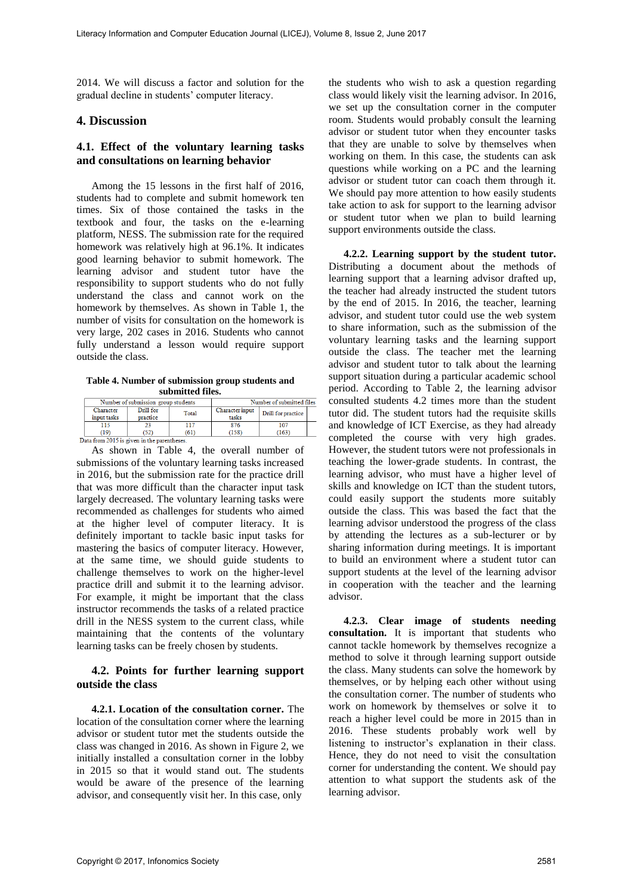2014. We will discuss a factor and solution for the gradual decline in students' computer literacy.

## 4. Discussion

### 4.1. Effect of the voluntary learning tasks and consultations on learning behavior

Among the 15 lessons in the first half of 2016, students had to complete and submit homework ten times. Six of those contained the tasks in the textbook and four, the tasks on the e-learning platform, NESS. The submission rate for the required homework was relatively high at 96.1%. It indicates good learning behavior to submit homework. The learning advisor and student tutor have the responsibility to support students who do not fully understand the class and cannot work on the homework by themselves. As shown in Table 1, the number of visits for consultation on the homework is very large, 202 cases in 2016. Students who cannot fully understand a lesson would require support outside the class.

**Table 4. Number of submission group students and submitted files.**

| Number of submission group students | | | Number of submitted files | |
|---|---|---|---|---|
| Character input tasks | Drill for practice | Total | Character input tasks | Drill for practice |
| 115<br>(19) | 23<br>(52) | 117<br>(61) | 876<br>(158) | 107<br>(163) |

Data from 2015 is given in the parentheses.

As shown in Table 4, the overall number of submissions of the voluntary learning tasks increased in 2016, but the submission rate for the practice drill that was more difficult than the character input task largely decreased. The voluntary learning tasks were recommended as challenges for students who aimed at the higher level of computer literacy. It is definitely important to tackle basic input tasks for mastering the basics of computer literacy. However, at the same time, we should guide students to challenge themselves to work on the higher-level practice drill and submit it to the learning advisor. For example, it might be important that the class instructor recommends the tasks of a related practice drill in the NESS system to the current class, while maintaining that the contents of the voluntary learning tasks can be freely chosen by students.

### 4.2. Points for further learning support outside the class

**4.2.1. Location of the consultation corner.** The location of the consultation corner where the learning advisor or student tutor met the students outside the class was changed in 2016. As shown in Figure 2, we initially installed a consultation corner in the lobby in 2015 so that it would stand out. The students would be aware of the presence of the learning advisor, and consequently visit her. In this case, only the students who wish to ask a question regarding class would likely visit the learning advisor. In 2016, we set up the consultation corner in the computer room. Students would probably consult the learning advisor or student tutor when they encounter tasks that they are unable to solve by themselves when working on them. In this case, the students can ask questions while working on a PC and the learning advisor or student tutor can coach them through it. We should pay more attention to how easily students take action to ask for support to the learning advisor or student tutor when we plan to build learning support environments outside the class.

**4.2.2. Learning support by the student tutor.** Distributing a document about the methods of learning support that a learning advisor drafted up, the teacher had already instructed the student tutors by the end of 2015. In 2016, the teacher, learning advisor, and student tutor could use the web system to share information, such as the submission of the voluntary learning tasks and the learning support outside the class. The teacher met the learning advisor and student tutor to talk about the learning support situation during a particular academic school period. According to Table 2, the learning advisor consulted students 4.2 times more than the student tutor did. The student tutors had the requisite skills and knowledge of ICT Exercise, as they had already completed the course with very high grades. However, the student tutors were not professionals in teaching the lower-grade students. In contrast, the learning advisor, who must have a higher level of skills and knowledge on ICT than the student tutors, could easily support the students more suitably outside the class. This was based the fact that the learning advisor understood the progress of the class by attending the lectures as a sub-lecturer or by sharing information during meetings. It is important to build an environment where a student tutor can support students at the level of the learning advisor in cooperation with the teacher and the learning advisor.

**4.2.3. Clear image of students needing consultation.** It is important that students who cannot tackle homework by themselves recognize a method to solve it through learning support outside the class. Many students can solve the homework by themselves, or by helping each other without using the consultation corner. The number of students who work on homework by themselves or solve it to reach a higher level could be more in 2015 than in 2016. These students probably work well by listening to instructor's explanation in their class. Hence, they do not need to visit the consultation corner for understanding the content. We should pay attention to what support the students ask of the learning advisor.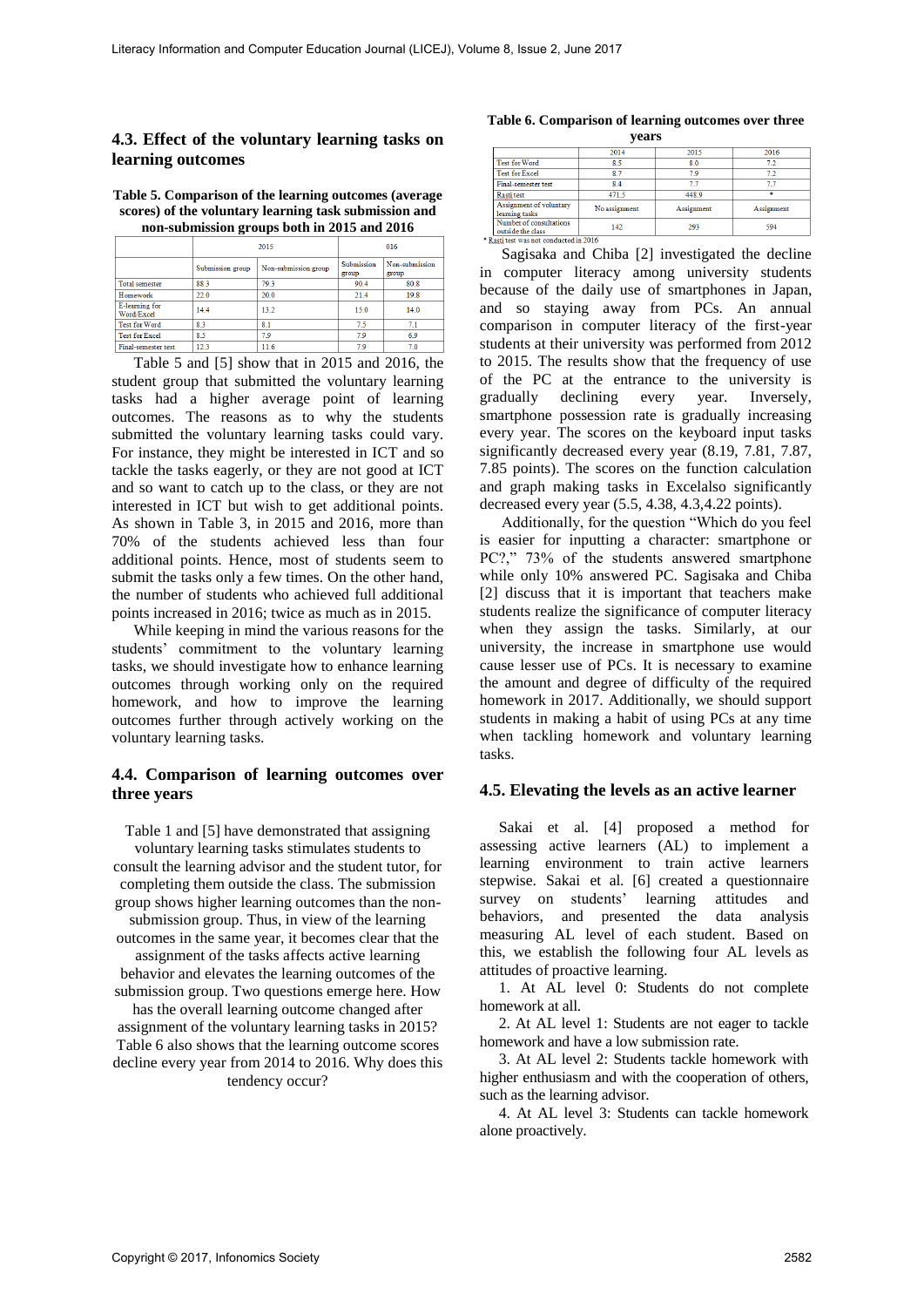## 4.3. Effect of the voluntary learning tasks on learning outcomes

**Table 5. Comparison of the learning outcomes (average scores) of the voluntary learning task submission and non-submission groups both in 2015 and 2016**

| | 2015 | | 016 | |
|---|---|---|---|---|
| | Submission group | Non-submission group | Submission group | Non-submission group |
| Total semester | 88.3 | 79.3 | 90.4 | 80.8 |
| Homework | 22.0 | 20.0 | 21.4 | 19.8 |
| E-learning for Word/Excel | 14.4 | 13.2 | 15.0 | 14.0 |
| Test for Word | 8.3 | 8.1 | 7.5 | 7.1 |
| Test for Excel | 8.5 | 7.9 | 7.9 | 6.9 |
| Final-semester test | 12.3 | 11.6 | 7.9 | 7.0 |

Table 5 and [5] show that in 2015 and 2016, the student group that submitted the voluntary learning tasks had a higher average point of learning outcomes. The reasons as to why the students submitted the voluntary learning tasks could vary. For instance, they might be interested in ICT and so tackle the tasks eagerly, or they are not good at ICT and so want to catch up to the class, or they are not interested in ICT but wish to get additional points. As shown in Table 3, in 2015 and 2016, more than 70% of the students achieved less than four additional points. Hence, most of students seem to submit the tasks only a few times. On the other hand, the number of students who achieved full additional points increased in 2016; twice as much as in 2015.

While keeping in mind the various reasons for the students' commitment to the voluntary learning tasks, we should investigate how to enhance learning outcomes through working only on the required homework, and how to improve the learning outcomes further through actively working on the voluntary learning tasks.

## 4.4. Comparison of learning outcomes over three years

Table 1 and [5] have demonstrated that assigning voluntary learning tasks stimulates students to consult the learning advisor and the student tutor, for completing them outside the class. The submission group shows higher learning outcomes than the non-submission group. Thus, in view of the learning outcomes in the same year, it becomes clear that the assignment of the tasks affects active learning behavior and elevates the learning outcomes of the submission group. Two questions emerge here. How has the overall learning outcome changed after assignment of the voluntary learning tasks in 2015? Table 6 also shows that the learning outcome scores decline every year from 2014 to 2016. Why does this tendency occur?

**Table 6. Comparison of learning outcomes over three years**

| | 2014 | 2015 | 2016 |
|---|---|---|---|
| Test for Word | 8.5 | 8.0 | 7.2 |
| Test for Excel | 8.7 | 7.9 | 7.2 |
| Final-semester test | 8.4 | 7.7 | 7.7 |
| Rasti test | 471.5 | 448.9 | * |
| Assignment of voluntary learning tasks | No assignment | Assignment | Assignment |
| Number of consultations outside the class | 142 | 293 | 594 |

* Rasti test was not conducted in 2016

Sagisaka and Chiba [2] investigated the decline in computer literacy among university students because of the daily use of smartphones in Japan, and so staying away from PCs. An annual comparison in computer literacy of the first-year students at their university was performed from 2012 to 2015. The results show that the frequency of use of the PC at the entrance to the university is gradually declining every year. Inversely, smartphone possession rate is gradually increasing every year. The scores on the keyboard input tasks significantly decreased every year (8.19, 7.81, 7.87, 7.85 points). The scores on the function calculation and graph making tasks in Excelalso significantly decreased every year (5.5, 4.38, 4.3,4.22 points).

Additionally, for the question "Which do you feel is easier for inputting a character: smartphone or PC?," 73% of the students answered smartphone while only 10% answered PC. Sagisaka and Chiba [2] discuss that it is important that teachers make students realize the significance of computer literacy when they assign the tasks. Similarly, at our university, the increase in smartphone use would cause lesser use of PCs. It is necessary to examine the amount and degree of difficulty of the required homework in 2017. Additionally, we should support students in making a habit of using PCs at any time when tackling homework and voluntary learning tasks.

## 4.5. Elevating the levels as an active learner

Sakai et al. [4] proposed a method for assessing active learners (AL) to implement a learning environment to train active learners stepwise. Sakai et al. [6] created a questionnaire survey on students' learning attitudes and behaviors, and presented the data analysis measuring AL level of each student. Based on this, we establish the following four AL levels as attitudes of proactive learning.

1. At AL level 0: Students do not complete homework at all.
2. At AL level 1: Students are not eager to tackle homework and have a low submission rate.
3. At AL level 2: Students tackle homework with higher enthusiasm and with the cooperation of others, such as the learning advisor.
4. At AL level 3: Students can tackle homework alone proactively.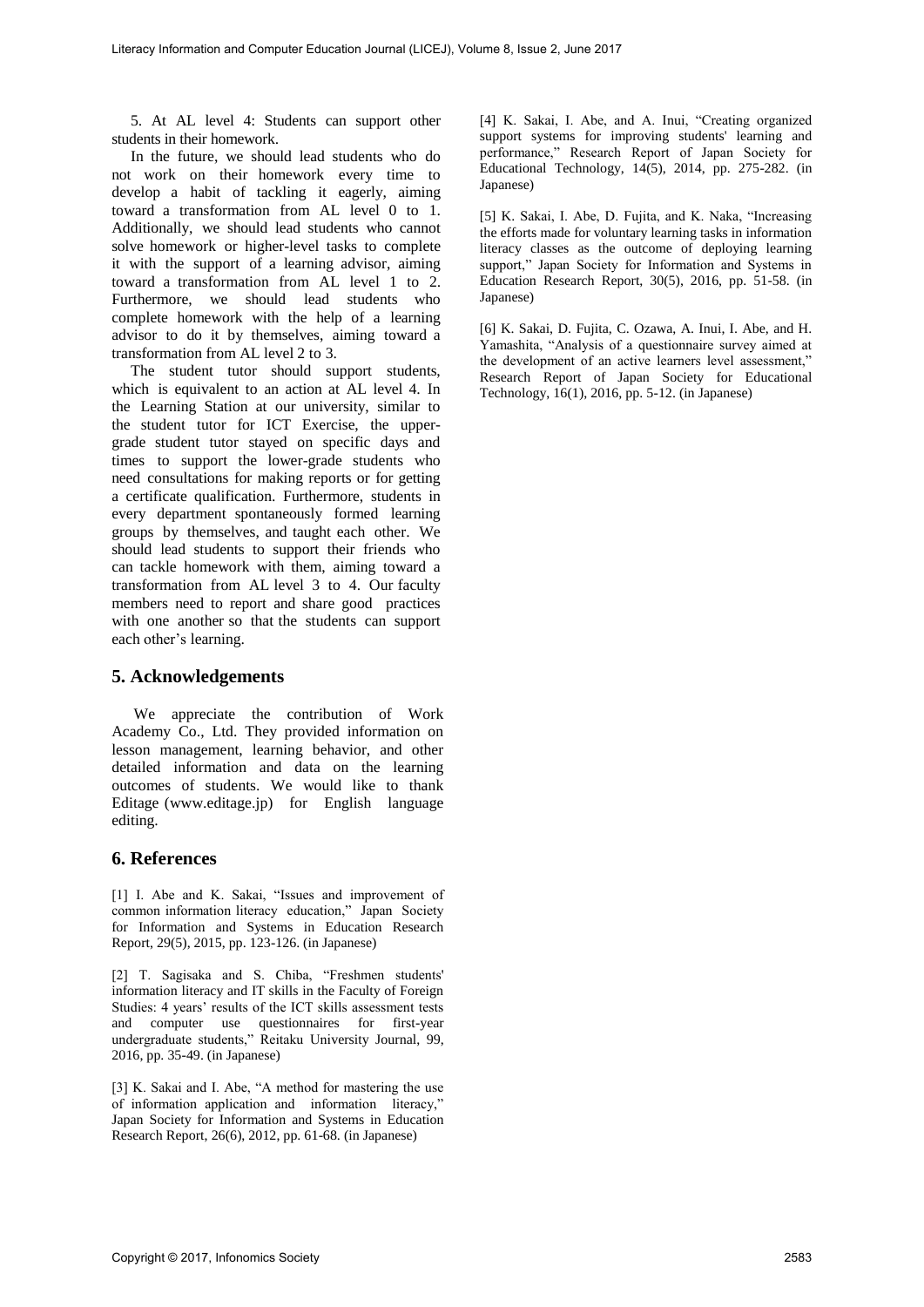5. At AL level 4: Students can support other students in their homework.

In the future, we should lead students who do not work on their homework every time to develop a habit of tackling it eagerly, aiming toward a transformation from AL level 0 to 1. Additionally, we should lead students who cannot solve homework or higher-level tasks to complete it with the support of a learning advisor, aiming toward a transformation from AL level 1 to 2. Furthermore, we should lead students who complete homework with the help of a learning advisor to do it by themselves, aiming toward a transformation from AL level 2 to 3.

The student tutor should support students, which is equivalent to an action at AL level 4. In the Learning Station at our university, similar to the student tutor for ICT Exercise, the upper-grade student tutor stayed on specific days and times to support the lower-grade students who need consultations for making reports or for getting a certificate qualification. Furthermore, students in every department spontaneously formed learning groups by themselves, and taught each other. We should lead students to support their friends who can tackle homework with them, aiming toward a transformation from AL level 3 to 4. Our faculty members need to report and share good practices with one another so that the students can support each other's learning.

## 5. Acknowledgements

We appreciate the contribution of Work Academy Co., Ltd. They provided information on lesson management, learning behavior, and other detailed information and data on the learning outcomes of students. We would like to thank Editage (www.editage.jp) for English language editing.

## 6. References

[1] I. Abe and K. Sakai, "Issues and improvement of common information literacy education," Japan Society for Information and Systems in Education Research Report, 29(5), 2015, pp. 123-126. (in Japanese)

[2] T. Sagisaka and S. Chiba, "Freshmen students' information literacy and IT skills in the Faculty of Foreign Studies: 4 years' results of the ICT skills assessment tests and computer use questionnaires for first-year undergraduate students," Reitaku University Journal, 99, 2016, pp. 35-49. (in Japanese)

[3] K. Sakai and I. Abe, "A method for mastering the use of information application and information literacy," Japan Society for Information and Systems in Education Research Report, 26(6), 2012, pp. 61-68. (in Japanese)

[4] K. Sakai, I. Abe, and A. Inui, "Creating organized support systems for improving students' learning and performance," Research Report of Japan Society for Educational Technology, 14(5), 2014, pp. 275-282. (in Japanese)

[5] K. Sakai, I. Abe, D. Fujita, and K. Naka, "Increasing the efforts made for voluntary learning tasks in information literacy classes as the outcome of deploying learning support," Japan Society for Information and Systems in Education Research Report, 30(5), 2016, pp. 51-58. (in Japanese)

[6] K. Sakai, D. Fujita, C. Ozawa, A. Inui, I. Abe, and H. Yamashita, "Analysis of a questionnaire survey aimed at the development of an active learners level assessment," Research Report of Japan Society for Educational Technology, 16(1), 2016, pp. 5-12. (in Japanese)